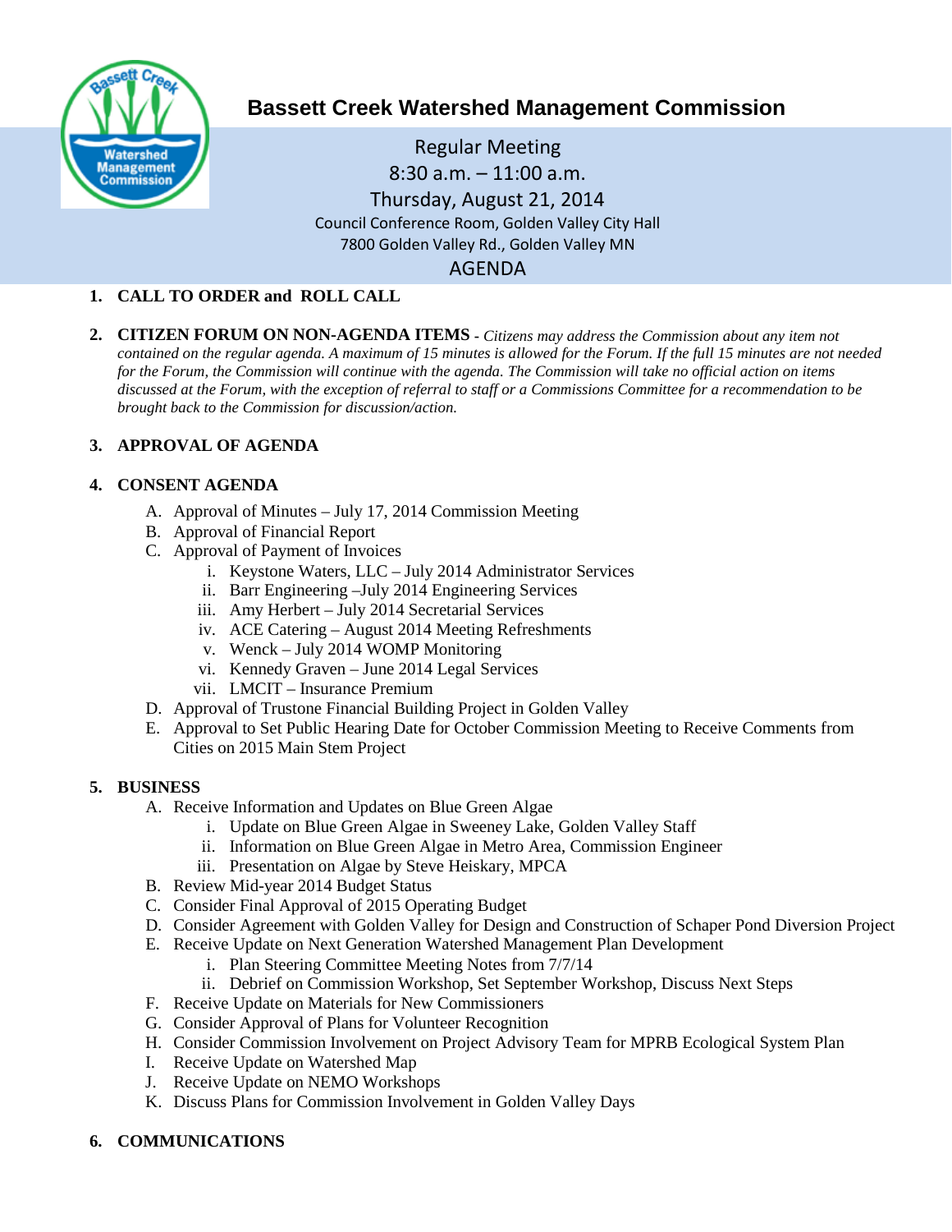# Bassett Creek Watershed Management Commission

Regular Meeting
8:30 a.m. – 11:00 a.m.
Thursday, August 21, 2014
Council Conference Room, Golden Valley City Hall
7800 Golden Valley Rd., Golden Valley MN

## AGENDA

**1. CALL TO ORDER and ROLL CALL**

**2. CITIZEN FORUM ON NON-AGENDA ITEMS** - *Citizens may address the Commission about any item not contained on the regular agenda. A maximum of 15 minutes is allowed for the Forum. If the full 15 minutes are not needed for the Forum, the Commission will continue with the agenda. The Commission will take no official action on items discussed at the Forum, with the exception of referral to staff or a Commissions Committee for a recommendation to be brought back to the Commission for discussion/action.*

**3. APPROVAL OF AGENDA**

**4. CONSENT AGENDA**

A. Approval of Minutes – July 17, 2014 Commission Meeting
B. Approval of Financial Report
C. Approval of Payment of Invoices
    i. Keystone Waters, LLC – July 2014 Administrator Services
    ii. Barr Engineering –July 2014 Engineering Services
    iii. Amy Herbert – July 2014 Secretarial Services
    iv. ACE Catering – August 2014 Meeting Refreshments
    v. Wenck – July 2014 WOMP Monitoring
    vi. Kennedy Graven – June 2014 Legal Services
    vii. LMCIT – Insurance Premium
D. Approval of Trustone Financial Building Project in Golden Valley
E. Approval to Set Public Hearing Date for October Commission Meeting to Receive Comments from Cities on 2015 Main Stem Project

**5. BUSINESS**

A. Receive Information and Updates on Blue Green Algae
    i. Update on Blue Green Algae in Sweeney Lake, Golden Valley Staff
    ii. Information on Blue Green Algae in Metro Area, Commission Engineer
    iii. Presentation on Algae by Steve Heiskary, MPCA
B. Review Mid-year 2014 Budget Status
C. Consider Final Approval of 2015 Operating Budget
D. Consider Agreement with Golden Valley for Design and Construction of Schaper Pond Diversion Project
E. Receive Update on Next Generation Watershed Management Plan Development
    i. Plan Steering Committee Meeting Notes from 7/7/14
    ii. Debrief on Commission Workshop, Set September Workshop, Discuss Next Steps
F. Receive Update on Materials for New Commissioners
G. Consider Approval of Plans for Volunteer Recognition
H. Consider Commission Involvement on Project Advisory Team for MPRB Ecological System Plan
I. Receive Update on Watershed Map
J. Receive Update on NEMO Workshops
K. Discuss Plans for Commission Involvement in Golden Valley Days

**6. COMMUNICATIONS**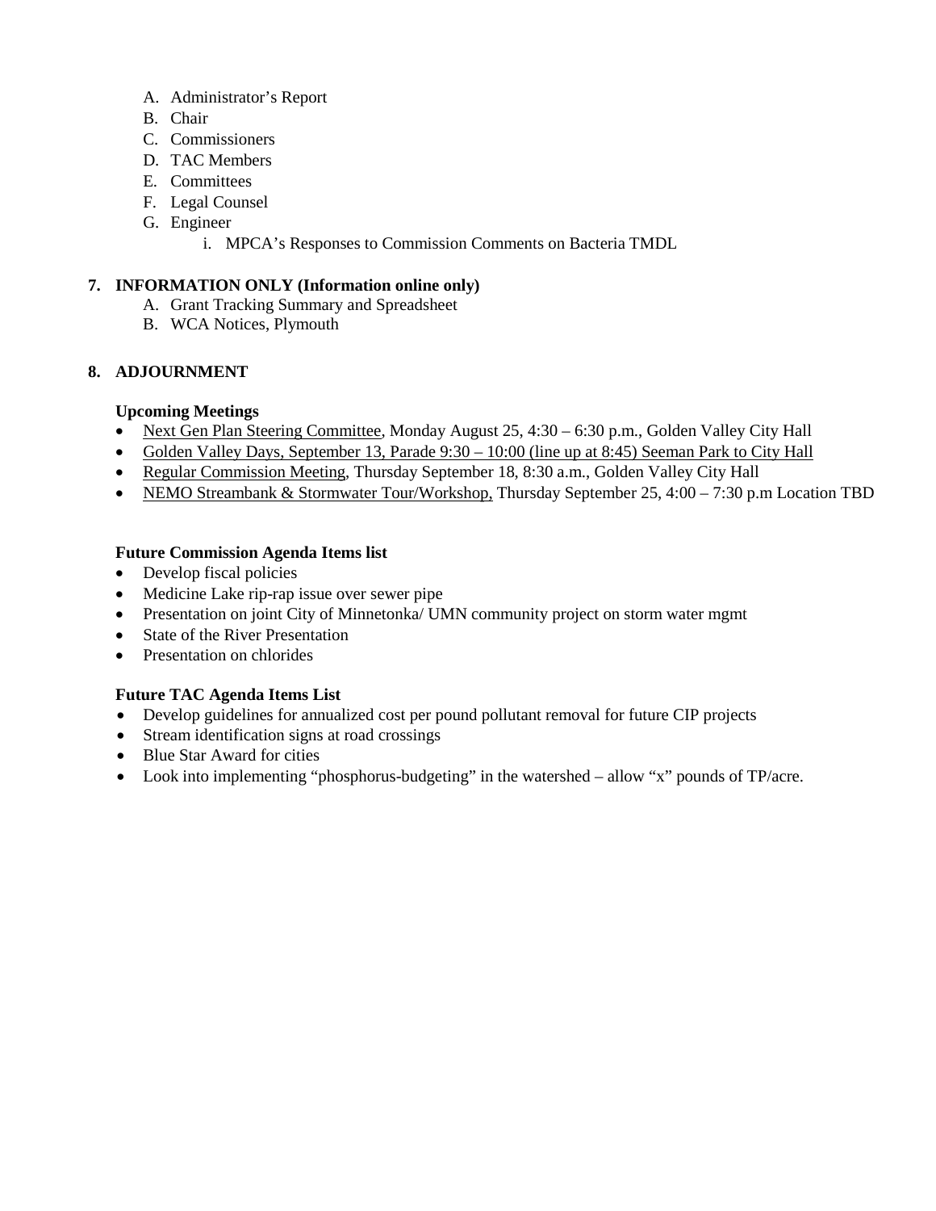A. Administrator's Report
B. Chair
C. Commissioners
D. TAC Members
E. Committees
F. Legal Counsel
G. Engineer
    i. MPCA's Responses to Commission Comments on Bacteria TMDL

**7. INFORMATION ONLY (Information online only)**

A. Grant Tracking Summary and Spreadsheet
B. WCA Notices, Plymouth

**8. ADJOURNMENT**

**Upcoming Meetings**

- Next Gen Plan Steering Committee, Monday August 25, 4:30 – 6:30 p.m., Golden Valley City Hall
- Golden Valley Days, September 13, Parade 9:30 – 10:00 (line up at 8:45) Seeman Park to City Hall
- Regular Commission Meeting, Thursday September 18, 8:30 a.m., Golden Valley City Hall
- NEMO Streambank & Stormwater Tour/Workshop, Thursday September 25, 4:00 – 7:30 p.m Location TBD

**Future Commission Agenda Items list**

- Develop fiscal policies
- Medicine Lake rip-rap issue over sewer pipe
- Presentation on joint City of Minnetonka/ UMN community project on storm water mgmt
- State of the River Presentation
- Presentation on chlorides

**Future TAC Agenda Items List**

- Develop guidelines for annualized cost per pound pollutant removal for future CIP projects
- Stream identification signs at road crossings
- Blue Star Award for cities
- Look into implementing "phosphorus-budgeting" in the watershed – allow "x" pounds of TP/acre.